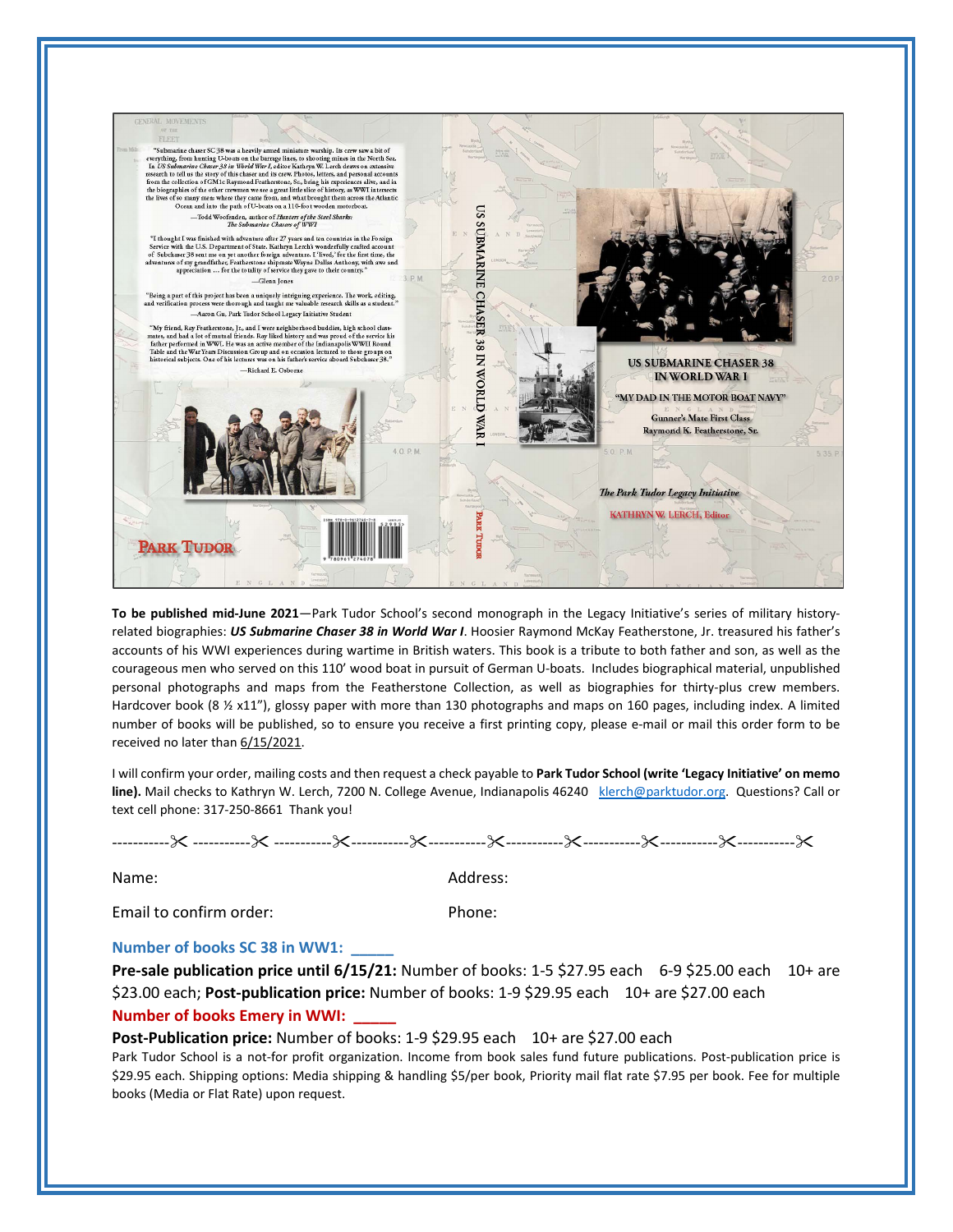"Submarine chaser SC 38 was a heavily armed miniature warship. Its crew saw a bit of everything, from hunting U-boats on the barrage lines, to shooting mines in the North Sea. In *US Submarine Chaser 38 in World War I*, editor Kathryn W. Lerch draws on extensive research to tell us the story of this chaser and its crew. Photos, letters, and personal accounts from the collection of GM1c Raymond Featherstone, Sr., bring his experiences alive, and in the biographies of the other crewmen we see a great little slice of history, as WWI intersects the lives of so many men: where they came from, and what brought them across the Atlantic Ocean and into the path of U-boats on a 110-foot wooden motorboat.

—Todd Woofenden, author of *Hunters of the Steel Sharks: The Submarine Chasers of WWI*

"I thought I was finished with adventure after 27 years and ten countries in the Foreign Service with the U.S. Department of State. Kathryn Lerch's wonderfully crafted account of Subchaser 38 sent me on yet another foreign adventure. I 'lived,' for the first time, the adventures of my grandfather, Featherstone shipmate Wayne Dallas Anthony, with awe and appreciation … for the totality of service they gave to their country."

—Glenn Jones

"Being a part of this project has been a uniquely intriguing experience. The work, editing, and verification process were thorough and taught me valuable research skills as a student."

—Aaron Gu, Park Tudor School Legacy Initiative Student

"My friend, Ray Featherstone, Jr., and I were neighborhood buddies, high school classmates, and had a lot of mutual friends. Ray liked history and was proud of the service his father performed in WWI. He was an active member of the Indianapolis WWII Round Table and the War Years Discussion Group and on occasion lectured to those groups on historical subjects. One of his lectures was on his father's service aboard Subchaser 38."

—Richard E. Osborne

PARK TUDOR

US SUBMARINE CHASER 38 IN WORLD WAR I

# US SUBMARINE CHASER 38 IN WORLD WAR I

"MY DAD IN THE MOTOR BOAT NAVY"

Gunner's Mate First Class
Raymond K. Featherstone, Sr.

*The Park Tudor Legacy Initiative*

KATHRYN W. LERCH, Editor

**To be published mid-June 2021**—Park Tudor School's second monograph in the Legacy Initiative's series of military history-related biographies: ***US Submarine Chaser 38 in World War I***. Hoosier Raymond McKay Featherstone, Jr. treasured his father's accounts of his WWI experiences during wartime in British waters. This book is a tribute to both father and son, as well as the courageous men who served on this 110' wood boat in pursuit of German U-boats. Includes biographical material, unpublished personal photographs and maps from the Featherstone Collection, as well as biographies for thirty-plus crew members. Hardcover book (8 ½ x11"), glossy paper with more than 130 photographs and maps on 160 pages, including index. A limited number of books will be published, so to ensure you receive a first printing copy, please e-mail or mail this order form to be received no later than 6/15/2021.

I will confirm your order, mailing costs and then request a check payable to **Park Tudor School (write 'Legacy Initiative' on memo line).** Mail checks to Kathryn W. Lerch, 7200 N. College Avenue, Indianapolis 46240 klerch@parktudor.org. Questions? Call or text cell phone: 317-250-8661 Thank you!

-----------✂-----------✂-----------✂-----------✂-----------✂-----------✂-----------✂-----------✂-----------✂

Name: Address:

Email to confirm order: Phone:

**Number of books SC 38 in WW1: _____**

**Pre-sale publication price until 6/15/21:** Number of books: 1-5 $27.95 each 6-9 $25.00 each 10+ are $23.00 each; **Post-publication price:** Number of books: 1-9 $29.95 each 10+ are $27.00 each

**Number of books Emery in WWI: _____**

**Post-Publication price:** Number of books: 1-9 $29.95 each 10+ are $27.00 each

Park Tudor School is a not-for profit organization. Income from book sales fund future publications. Post-publication price is $29.95 each. Shipping options: Media shipping & handling $5/per book, Priority mail flat rate $7.95 per book. Fee for multiple books (Media or Flat Rate) upon request.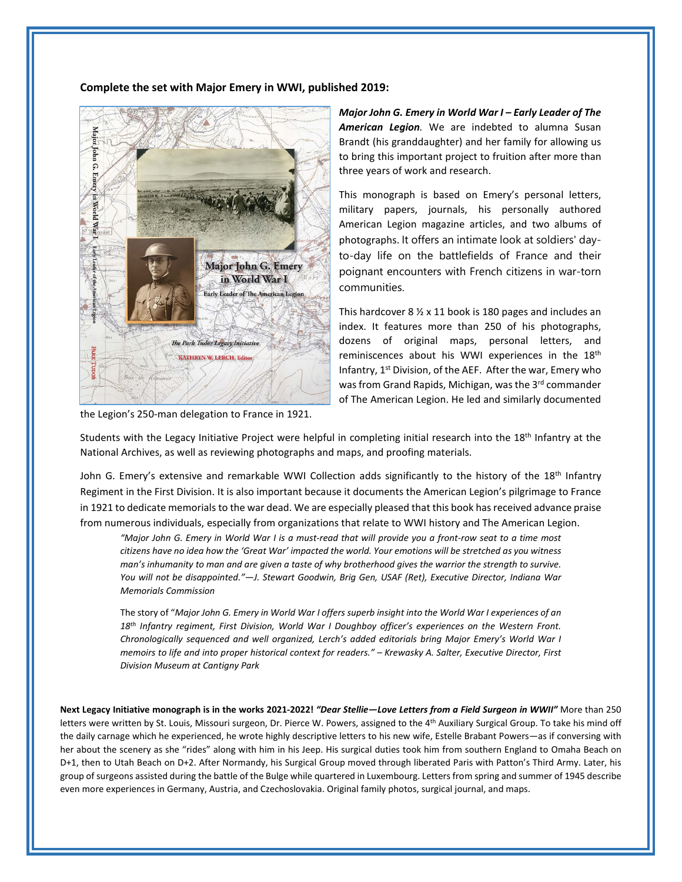**Complete the set with Major Emery in WWI, published 2019:**

***Major John G. Emery in World War I – Early Leader of The American Legion.*** We are indebted to alumna Susan Brandt (his granddaughter) and her family for allowing us to bring this important project to fruition after more than three years of work and research.

This monograph is based on Emery's personal letters, military papers, journals, his personally authored American Legion magazine articles, and two albums of photographs. It offers an intimate look at soldiers' day-to-day life on the battlefields of France and their poignant encounters with French citizens in war-torn communities.

This hardcover 8 ½ x 11 book is 180 pages and includes an index. It features more than 250 of his photographs, dozens of original maps, personal letters, and reminiscences about his WWI experiences in the 18th Infantry, 1st Division, of the AEF. After the war, Emery who was from Grand Rapids, Michigan, was the 3rd commander of The American Legion. He led and similarly documented the Legion's 250-man delegation to France in 1921.

Students with the Legacy Initiative Project were helpful in completing initial research into the 18th Infantry at the National Archives, as well as reviewing photographs and maps, and proofing materials.

John G. Emery's extensive and remarkable WWI Collection adds significantly to the history of the 18th Infantry Regiment in the First Division. It is also important because it documents the American Legion's pilgrimage to France in 1921 to dedicate memorials to the war dead. We are especially pleased that this book has received advance praise from numerous individuals, especially from organizations that relate to WWI history and The American Legion.

> *"Major John G. Emery in World War I is a must-read that will provide you a front-row seat to a time most citizens have no idea how the 'Great War' impacted the world. Your emotions will be stretched as you witness man's inhumanity to man and are given a taste of why brotherhood gives the warrior the strength to survive. You will not be disappointed."—J. Stewart Goodwin, Brig Gen, USAF (Ret), Executive Director, Indiana War Memorials Commission*

> The story of "*Major John G. Emery in World War I offers superb insight into the World War I experiences of an 18th Infantry regiment, First Division, World War I Doughboy officer's experiences on the Western Front. Chronologically sequenced and well organized, Lerch's added editorials bring Major Emery's World War I memoirs to life and into proper historical context for readers." – Krewasky A. Salter, Executive Director, First Division Museum at Cantigny Park*

**Next Legacy Initiative monograph is in the works 2021-2022! *"Dear Stellie—Love Letters from a Field Surgeon in WWII"*** More than 250 letters were written by St. Louis, Missouri surgeon, Dr. Pierce W. Powers, assigned to the 4th Auxiliary Surgical Group. To take his mind off the daily carnage which he experienced, he wrote highly descriptive letters to his new wife, Estelle Brabant Powers—as if conversing with her about the scenery as she "rides" along with him in his Jeep. His surgical duties took him from southern England to Omaha Beach on D+1, then to Utah Beach on D+2. After Normandy, his Surgical Group moved through liberated Paris with Patton's Third Army. Later, his group of surgeons assisted during the battle of the Bulge while quartered in Luxembourg. Letters from spring and summer of 1945 describe even more experiences in Germany, Austria, and Czechoslovakia. Original family photos, surgical journal, and maps.